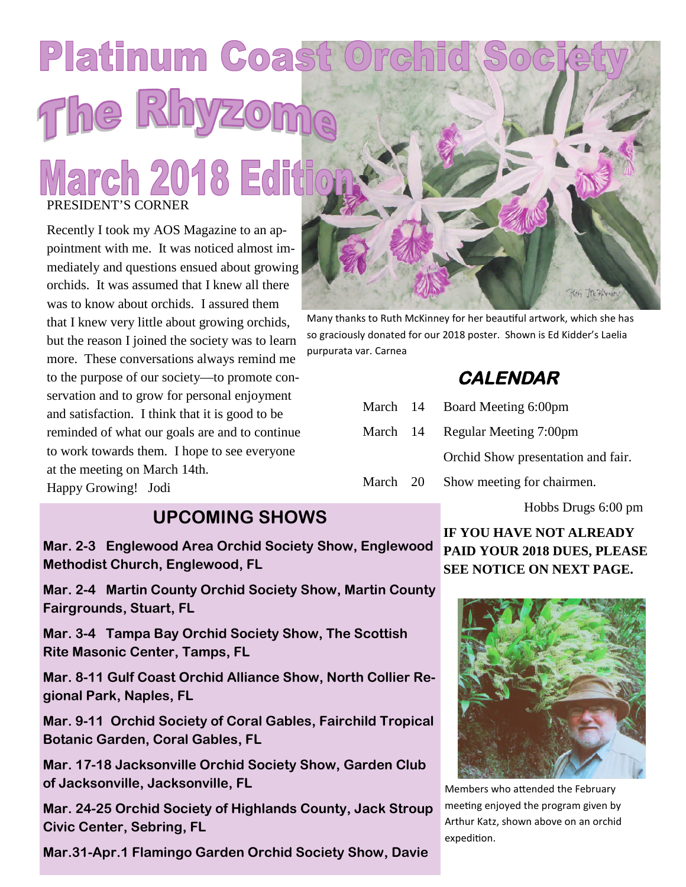# Platinum Coast Orchid Society

# The Rhyzome

# March 2018 Edition

PRESIDENT'S CORNER

Recently I took my AOS Magazine to an appointment with me. It was noticed almost immediately and questions ensued about growing orchids. It was assumed that I knew all there was to know about orchids. I assured them that I knew very little about growing orchids, but the reason I joined the society was to learn more. These conversations always remind me to the purpose of our society—to promote conservation and to grow for personal enjoyment and satisfaction. I think that it is good to be reminded of what our goals are and to continue to work towards them. I hope to see everyone at the meeting on March 14th.

Happy Growing! Jodi

Many thanks to Ruth McKinney for her beautiful artwork, which she has so graciously donated for our 2018 poster. Shown is Ed Kidder's Laelia purpurata var. Carnea

## CALENDAR

| | | |
|---|---|---|
| March | 14 | Board Meeting 6:00pm |
| March | 14 | Regular Meeting 7:00pm |
| | | Orchid Show presentation and fair. |
| March | 20 | Show meeting for chairmen. |
| | | Hobbs Drugs 6:00 pm |

**IF YOU HAVE NOT ALREADY PAID YOUR 2018 DUES, PLEASE SEE NOTICE ON NEXT PAGE.**

## UPCOMING SHOWS

**Mar. 2-3 Englewood Area Orchid Society Show, Englewood Methodist Church, Englewood, FL**

**Mar. 2-4 Martin County Orchid Society Show, Martin County Fairgrounds, Stuart, FL**

**Mar. 3-4 Tampa Bay Orchid Society Show, The Scottish Rite Masonic Center, Tamps, FL**

**Mar. 8-11 Gulf Coast Orchid Alliance Show, North Collier Regional Park, Naples, FL**

**Mar. 9-11 Orchid Society of Coral Gables, Fairchild Tropical Botanic Garden, Coral Gables, FL**

**Mar. 17-18 Jacksonville Orchid Society Show, Garden Club of Jacksonville, Jacksonville, FL**

**Mar. 24-25 Orchid Society of Highlands County, Jack Stroup Civic Center, Sebring, FL**

**Mar.31-Apr.1 Flamingo Garden Orchid Society Show, Davie**

Members who attended the February meeting enjoyed the program given by Arthur Katz, shown above on an orchid expedition.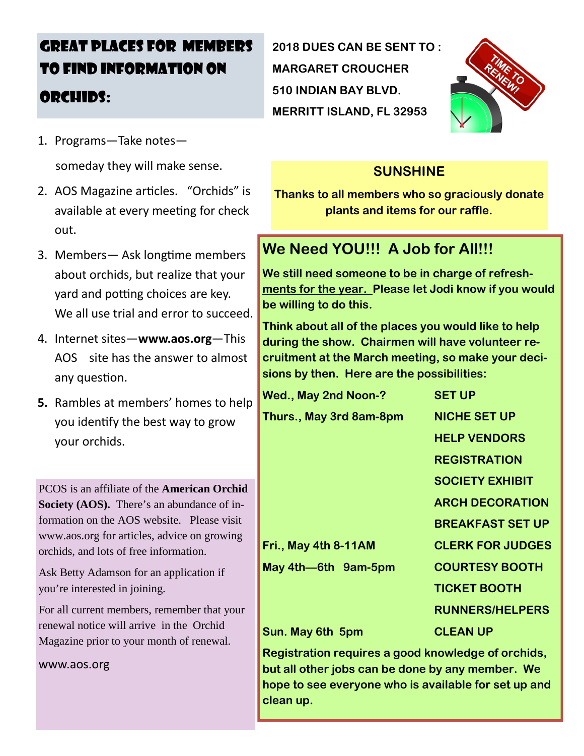## Great Places for Members to Find Information on Orchids:

1. Programs—Take notes—

   someday they will make sense.

2. AOS Magazine articles. "Orchids" is available at every meeting for check out.

3. Members— Ask longtime members about orchids, but realize that your yard and potting choices are key. We all use trial and error to succeed.

4. Internet sites—**www.aos.org**—This AOS site has the answer to almost any question.

5. Rambles at members' homes to help you identify the best way to grow your orchids.

PCOS is an affiliate of the **American Orchid Society (AOS).** There's an abundance of information on the AOS website. Please visit www.aos.org for articles, advice on growing orchids, and lots of free information.

Ask Betty Adamson for an application if you're interested in joining.

For all current members, remember that your renewal notice will arrive in the Orchid Magazine prior to your month of renewal.

www.aos.org

**2018 DUES CAN BE SENT TO :**
**MARGARET CROUCHER**
**510 INDIAN BAY BLVD.**
**MERRITT ISLAND, FL 32953**

TIME TO RENEW!

### SUNSHINE

**Thanks to all members who so graciously donate plants and items for our raffle.**

## We Need YOU!!! A Job for All!!!

**We still need someone to be in charge of refreshments for the year. Please let Jodi know if you would be willing to do this.**

**Think about all of the places you would like to help during the show. Chairmen will have volunteer recruitment at the March meeting, so make your decisions by then. Here are the possibilities:**

| | |
|---|---|
| **Wed., May 2nd Noon-?** | **SET UP** |
| **Thurs., May 3rd 8am-8pm** | **NICHE SET UP** |
| | **HELP VENDORS** |
| | **REGISTRATION** |
| | **SOCIETY EXHIBIT** |
| | **ARCH DECORATION** |
| | **BREAKFAST SET UP** |
| **Fri., May 4th 8-11AM** | **CLERK FOR JUDGES** |
| **May 4th—6th 9am-5pm** | **COURTESY BOOTH** |
| | **TICKET BOOTH** |
| | **RUNNERS/HELPERS** |
| **Sun. May 6th 5pm** | **CLEAN UP** |

**Registration requires a good knowledge of orchids, but all other jobs can be done by any member. We hope to see everyone who is available for set up and clean up.**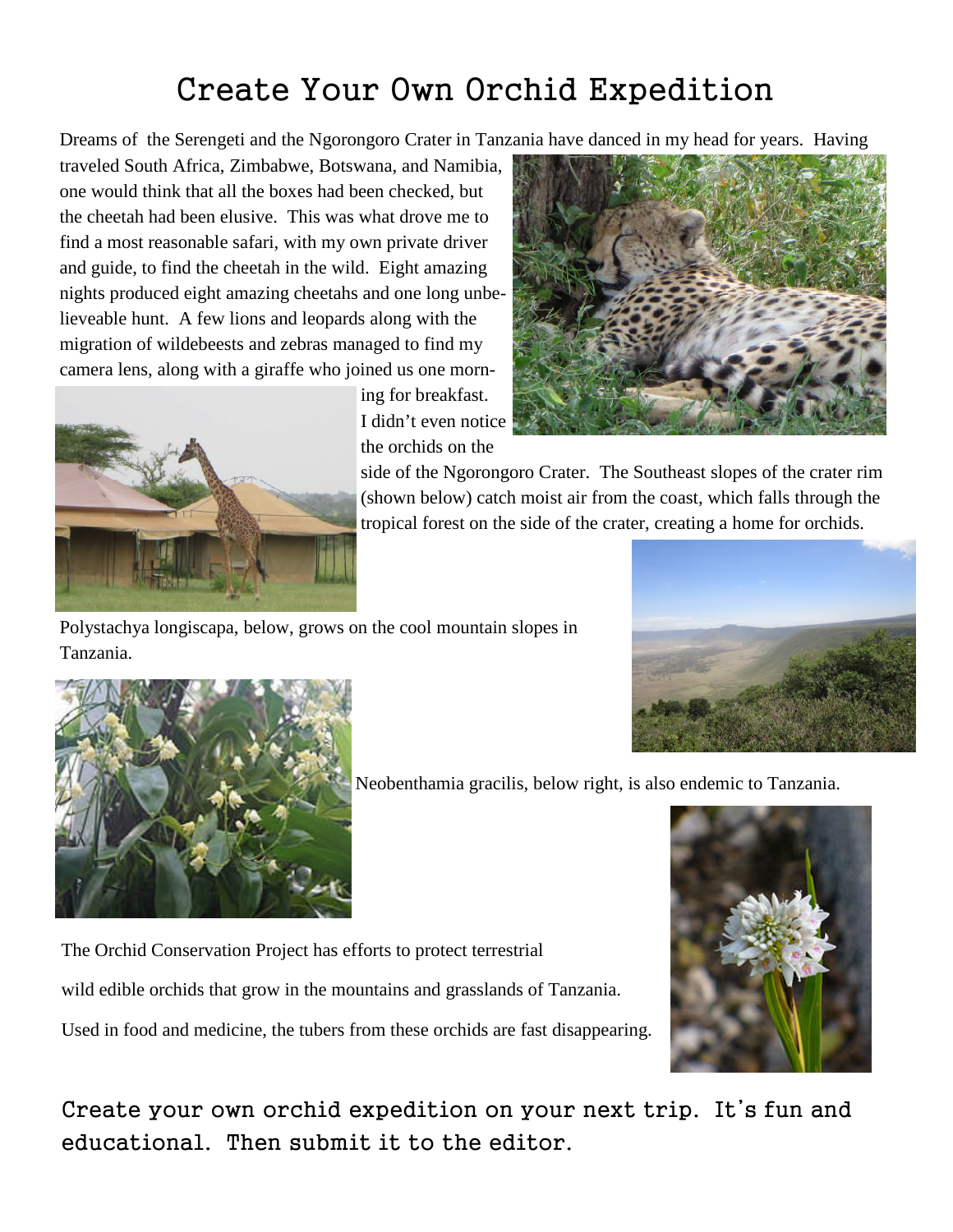# Create Your Own Orchid Expedition

Dreams of the Serengeti and the Ngorongoro Crater in Tanzania have danced in my head for years. Having traveled South Africa, Zimbabwe, Botswana, and Namibia, one would think that all the boxes had been checked, but the cheetah had been elusive. This was what drove me to find a most reasonable safari, with my own private driver and guide, to find the cheetah in the wild. Eight amazing nights produced eight amazing cheetahs and one long unbelieveable hunt. A few lions and leopards along with the migration of wildebeests and zebras managed to find my camera lens, along with a giraffe who joined us one morning for breakfast. I didn't even notice the orchids on the side of the Ngorongoro Crater. The Southeast slopes of the crater rim (shown below) catch moist air from the coast, which falls through the tropical forest on the side of the crater, creating a home for orchids.

Polystachya longiscapa, below, grows on the cool mountain slopes in Tanzania.

Neobenthamia gracilis, below right, is also endemic to Tanzania.

The Orchid Conservation Project has efforts to protect terrestrial wild edible orchids that grow in the mountains and grasslands of Tanzania. Used in food and medicine, the tubers from these orchids are fast disappearing.

**Create your own orchid expedition on your next trip. It's fun and educational. Then submit it to the editor.**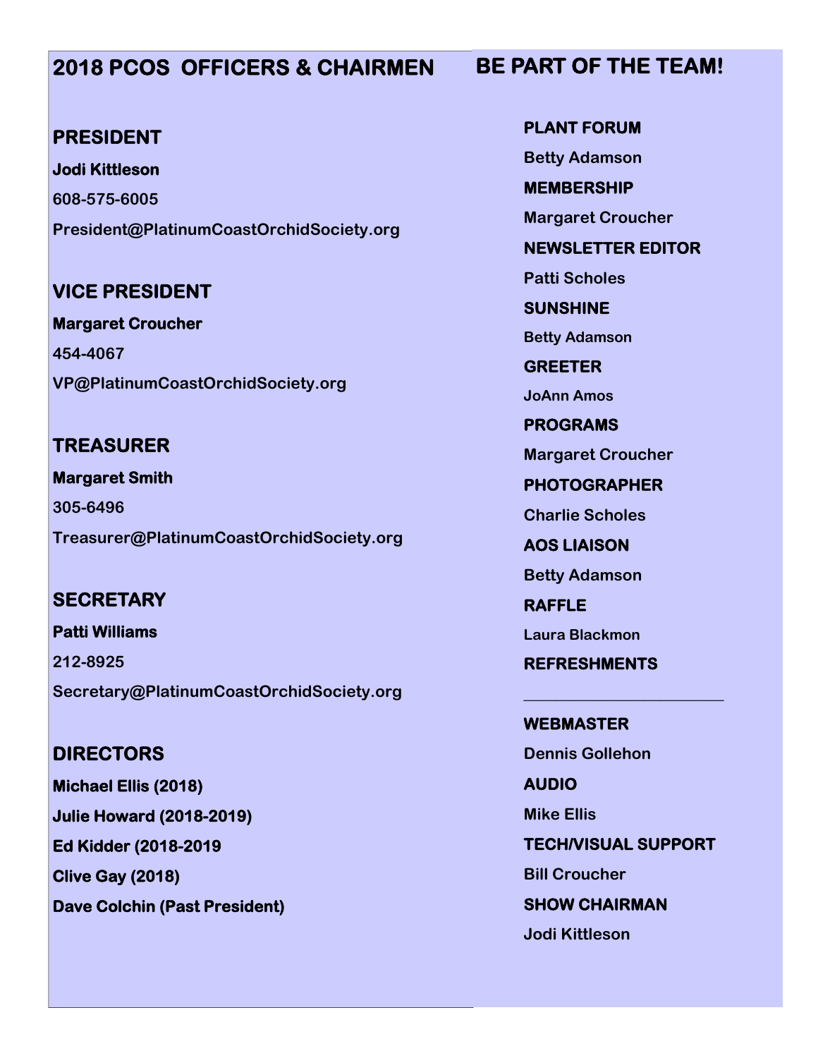## 2018 PCOS OFFICERS & CHAIRMEN

### PRESIDENT

**Jodi Kittleson**

608-575-6005

President@PlatinumCoastOrchidSociety.org

### VICE PRESIDENT

**Margaret Croucher**

454-4067

VP@PlatinumCoastOrchidSociety.org

### TREASURER

**Margaret Smith**

305-6496

Treasurer@PlatinumCoastOrchidSociety.org

### SECRETARY

**Patti Williams**

212-8925

Secretary@PlatinumCoastOrchidSociety.org

### DIRECTORS

**Michael Ellis (2018)**

**Julie Howard (2018-2019)**

**Ed Kidder (2018-2019**

**Clive Gay (2018)**

**Dave Colchin (Past President)**

## BE PART OF THE TEAM!

**PLANT FORUM**

Betty Adamson

**MEMBERSHIP**

Margaret Croucher

**NEWSLETTER EDITOR**

Patti Scholes

**SUNSHINE**

Betty Adamson

**GREETER**

JoAnn Amos

**PROGRAMS**

Margaret Croucher

**PHOTOGRAPHER**

Charlie Scholes

**AOS LIAISON**

Betty Adamson

**RAFFLE**

Laura Blackmon

**REFRESHMENTS**

________________________

**WEBMASTER**

Dennis Gollehon

**AUDIO**

Mike Ellis

**TECH/VISUAL SUPPORT**

Bill Croucher

**SHOW CHAIRMAN**

Jodi Kittleson